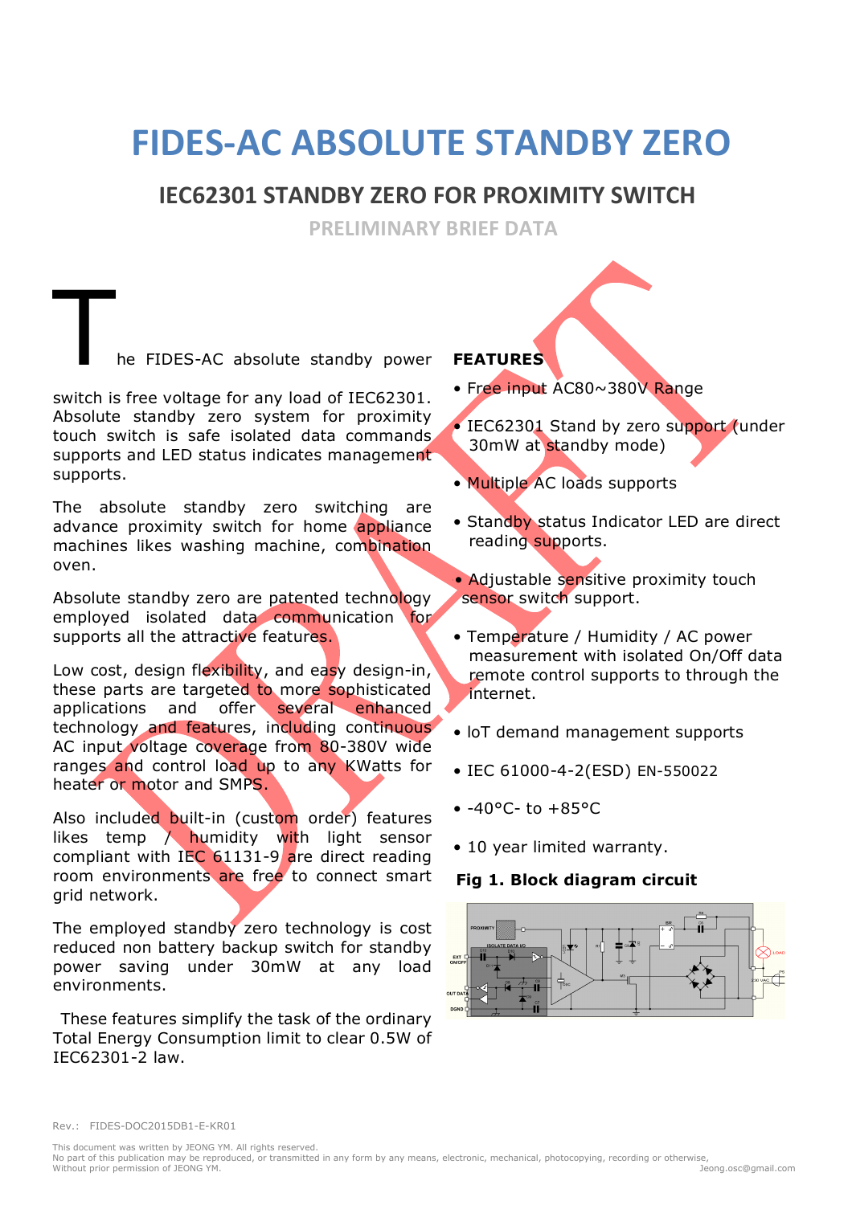# FIDES-AC ABSOLUTE STANDBY ZERO

## IEC62301 STANDBY ZERO FOR PROXIMITY SWITCH

### PRELIMINARY BRIEF DATA

The FIDES-AC absolute standby power switch is free voltage for any load of IEC62301. Absolute standby zero system for proximity touch switch is safe isolated data commands supports and LED status indicates management supports.

The absolute standby zero switching are advance proximity switch for home appliance machines likes washing machine, combination oven.

Absolute standby zero are patented technology employed isolated data communication for supports all the attractive features.

Low cost, design flexibility, and easy design-in, these parts are targeted to more sophisticated applications and offer several enhanced technology and features, including continuous AC input voltage coverage from 80-380V wide ranges and control load up to any KWatts for heater or motor and SMPS.

Also included built-in (custom order) features likes temp / humidity with light sensor compliant with IEC 61131-9 are direct reading room environments are free to connect smart grid network.

The employed standby zero technology is cost reduced non battery backup switch for standby power saving under 30mW at any load environments.

These features simplify the task of the ordinary Total Energy Consumption limit to clear 0.5W of IEC62301-2 law.

**FEATURES**

- Free input AC80~380V Range
- IEC62301 Stand by zero support (under 30mW at standby mode)
- Multiple AC loads supports
- Standby status Indicator LED are direct reading supports.
- Adjustable sensitive proximity touch sensor switch support.
- Temperature / Humidity / AC power measurement with isolated On/Off data remote control supports to through the internet.
- IoT demand management supports
- IEC 61000-4-2(ESD) EN-550022
- -40°C- to +85°C
- 10 year limited warranty.

**Fig 1. Block diagram circuit**

Rev.: FIDES-DOC2015DB1-E-KR01

This document was written by JEONG YM. All rights reserved.
No part of this publication may be reproduced, or transmitted in any form by any means, electronic, mechanical, photocopying, recording or otherwise,
Without prior permission of JEONG YM. Jeong.osc@gmail.com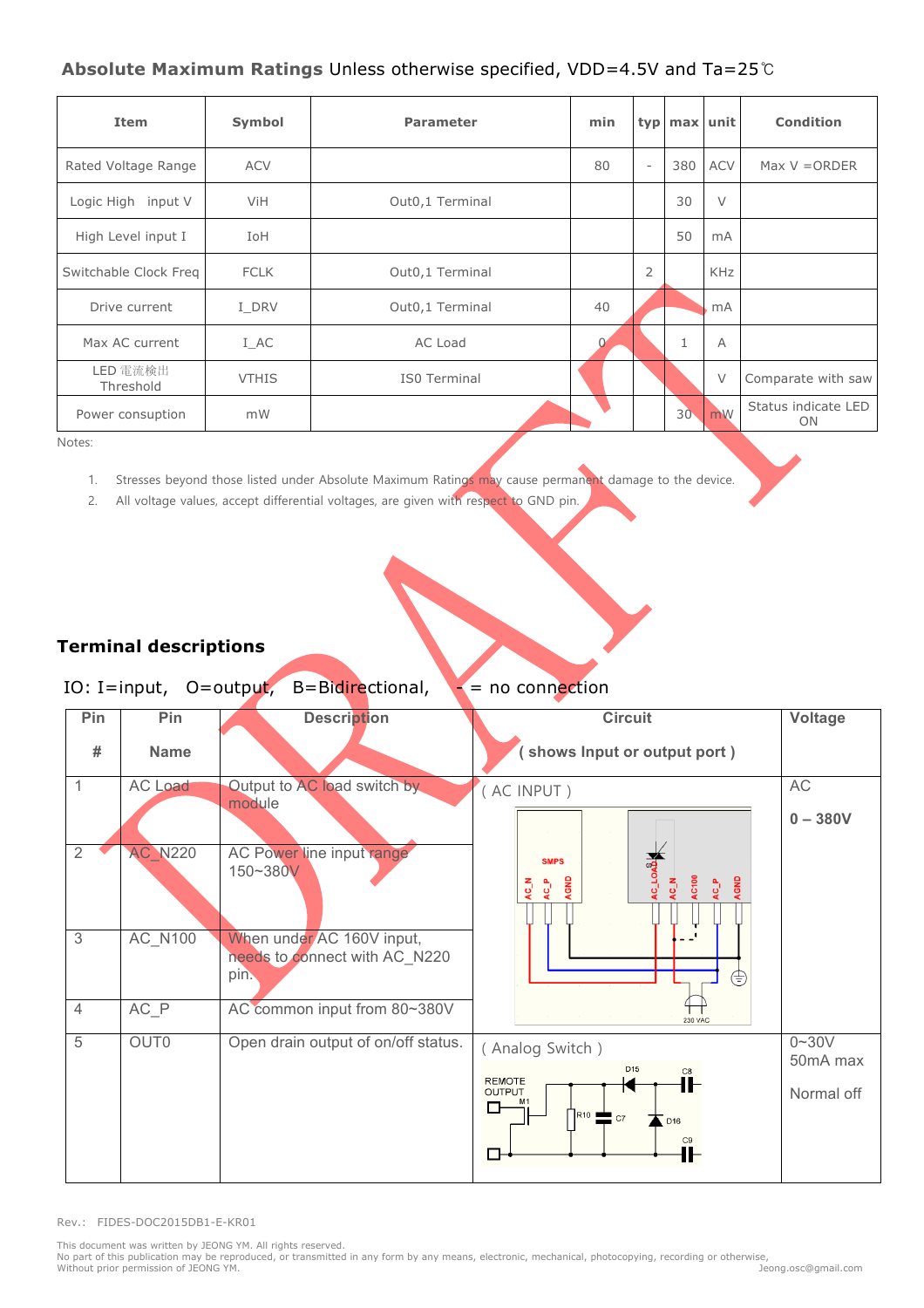**Absolute Maximum Ratings** Unless otherwise specified, VDD=4.5V and Ta=25℃

| Item | Symbol | Parameter | min | typ | max | unit | Condition |
|---|---|---|---|---|---|---|---|
| Rated Voltage Range | ACV | | 80 | - | 380 | ACV | Max V =ORDER |
| Logic High input V | ViH | Out0,1 Terminal | | | 30 | V | |
| High Level input I | IoH | | | | 50 | mA | |
| Switchable Clock Freq | FCLK | Out0,1 Terminal | | 2 | | KHz | |
| Drive current | I_DRV | Out0,1 Terminal | 40 | | | mA | |
| Max AC current | I_AC | AC Load | 0 | | 1 | A | |
| LED 電流検出 Threshold | VTHIS | IS0 Terminal | | | | V | Comparate with saw |
| Power consuption | mW | | | | 30 | mW | Status indicate LED ON |

Notes:

1. Stresses beyond those listed under Absolute Maximum Ratings may cause permanent damage to the device.
2. All voltage values, accept differential voltages, are given with respect to GND pin.

## Terminal descriptions

IO: I=input, O=output, B=Bidirectional, - = no connection

| Pin # | Pin Name | Description | Circuit ( shows Input or output port ) | Voltage |
|---|---|---|---|---|
| 1 | AC Load | Output to AC load switch by module | ( AC INPUT ) | AC 0 – 380V |
| 2 | AC_N220 | AC Power line input range 150~380V | | |
| 3 | AC_N100 | When under AC 160V input, needs to connect with AC_N220 pin. | | |
| 4 | AC_P | AC common input from 80~380V | | |
| 5 | OUT0 | Open drain output of on/off status. | ( Analog Switch ) | 0~30V 50mA max Normal off |

Rev.: FIDES-DOC2015DB1-E-KR01

This document was written by JEONG YM. All rights reserved.
No part of this publication may be reproduced, or transmitted in any form by any means, electronic, mechanical, photocopying, recording or otherwise,
Without prior permission of JEONG YM. Jeong.osc@gmail.com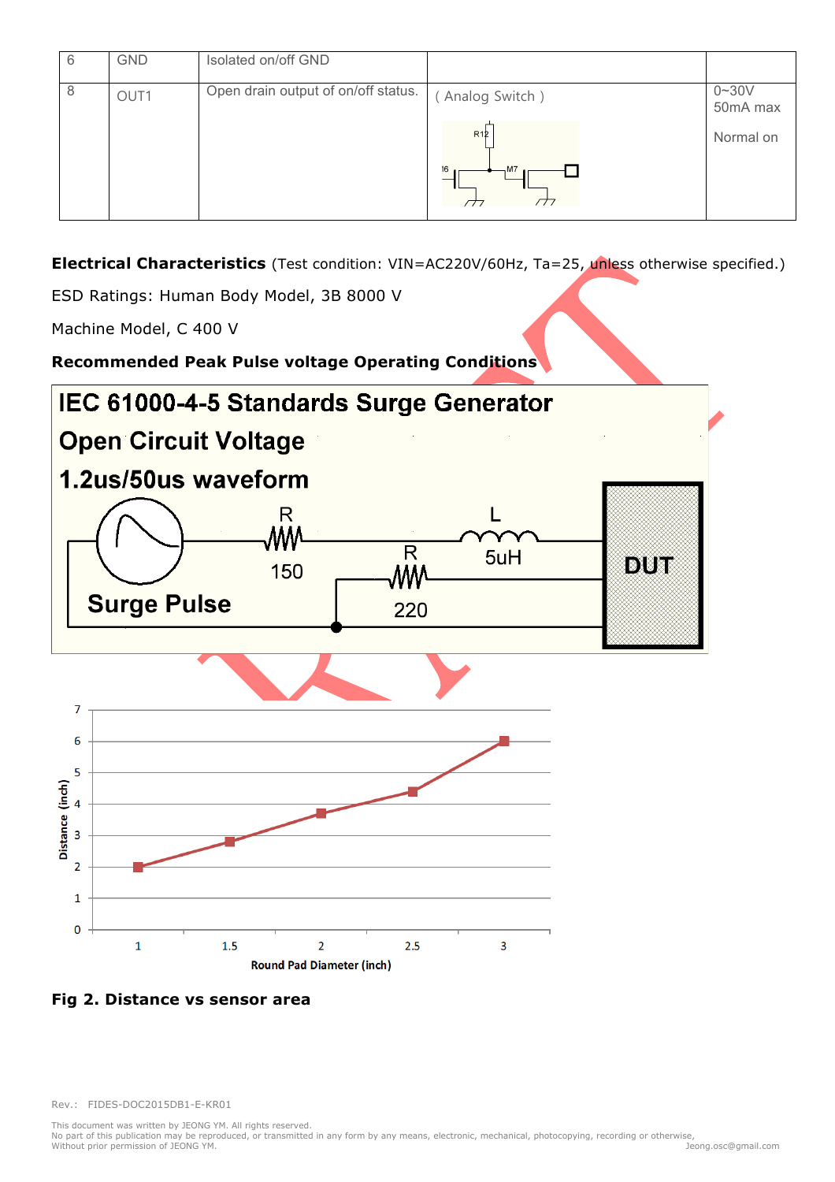| 6 | GND | Isolated on/off GND | | |
|---|---|---|---|---|
| 8 | OUT1 | Open drain output of on/off status. | ( Analog Switch ) | 0~30V 50mA max<br>Normal on |

**Electrical Characteristics** (Test condition: VIN=AC220V/60Hz, Ta=25, unless otherwise specified.)

ESD Ratings: Human Body Model, 3B 8000 V

Machine Model, C 400 V

**Recommended Peak Pulse voltage Operating Conditions**

IEC 61000-4-5 Standards Surge Generator

Open Circuit Voltage

1.2us/50us waveform

Surge Pulse — R 150 — R 220 — L 5uH — DUT

**Fig 2. Distance vs sensor area**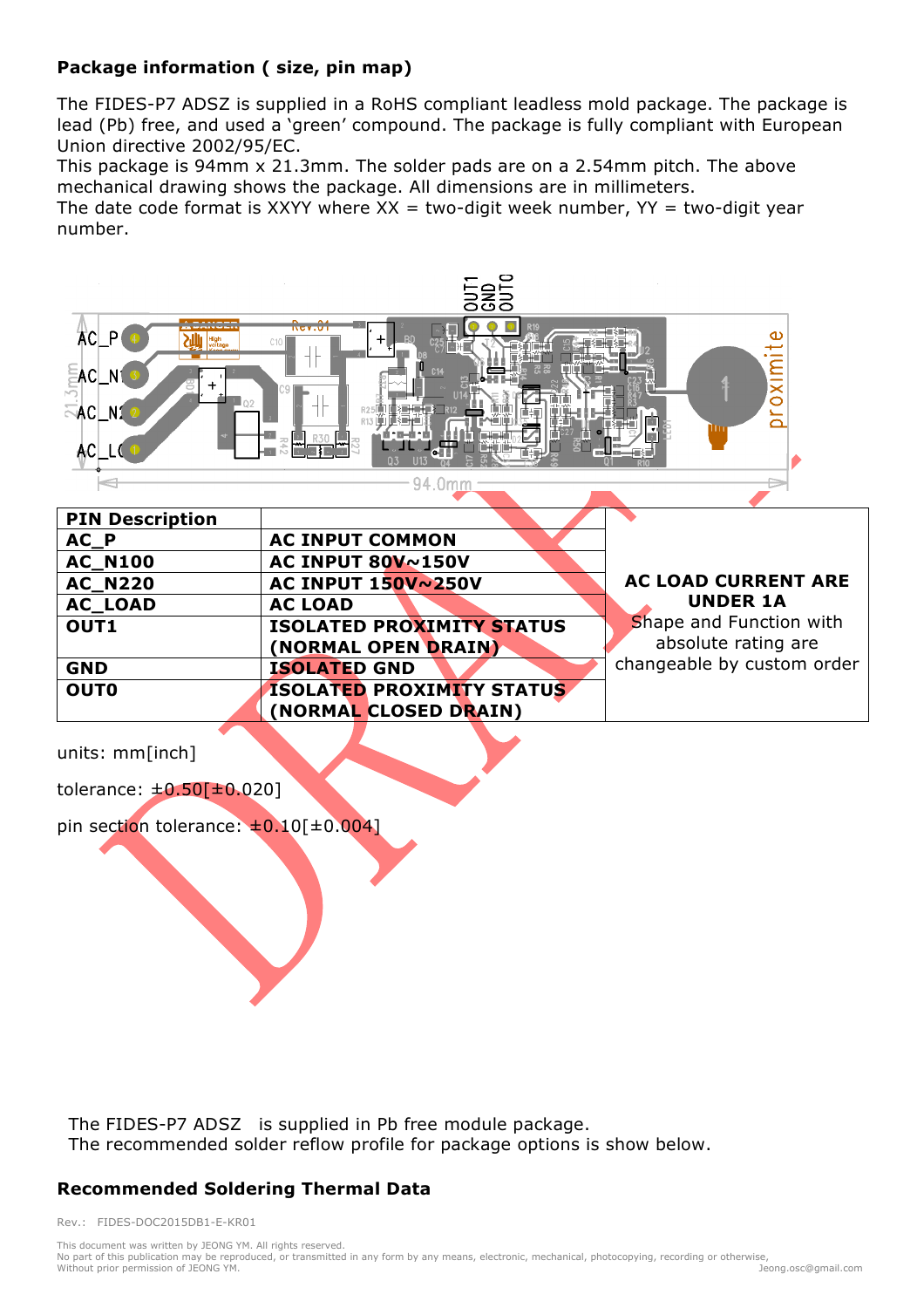## Package information ( size, pin map)

The FIDES-P7 ADSZ is supplied in a RoHS compliant leadless mold package. The package is lead (Pb) free, and used a 'green' compound. The package is fully compliant with European Union directive 2002/95/EC.
This package is 94mm x 21.3mm. The solder pads are on a 2.54mm pitch. The above mechanical drawing shows the package. All dimensions are in millimeters.
The date code format is XXYY where XX = two-digit week number, YY = two-digit year number.

| PIN Description | | |
|---|---|---|
| AC_P | AC INPUT COMMON | **AC LOAD CURRENT ARE UNDER 1A** Shape and Function with absolute rating are changeable by custom order |
| AC_N100 | AC INPUT 80V~150V | |
| AC_N220 | AC INPUT 150V~250V | |
| AC_LOAD | AC LOAD | |
| OUT1 | ISOLATED PROXIMITY STATUS (NORMAL OPEN DRAIN) | |
| GND | ISOLATED GND | |
| OUT0 | ISOLATED PROXIMITY STATUS (NORMAL CLOSED DRAIN) | |

units: mm[inch]

tolerance: ±0.50[±0.020]

pin section tolerance: ±0.10[±0.004]

The FIDES-P7 ADSZ is supplied in Pb free module package.
The recommended solder reflow profile for package options is show below.

## Recommended Soldering Thermal Data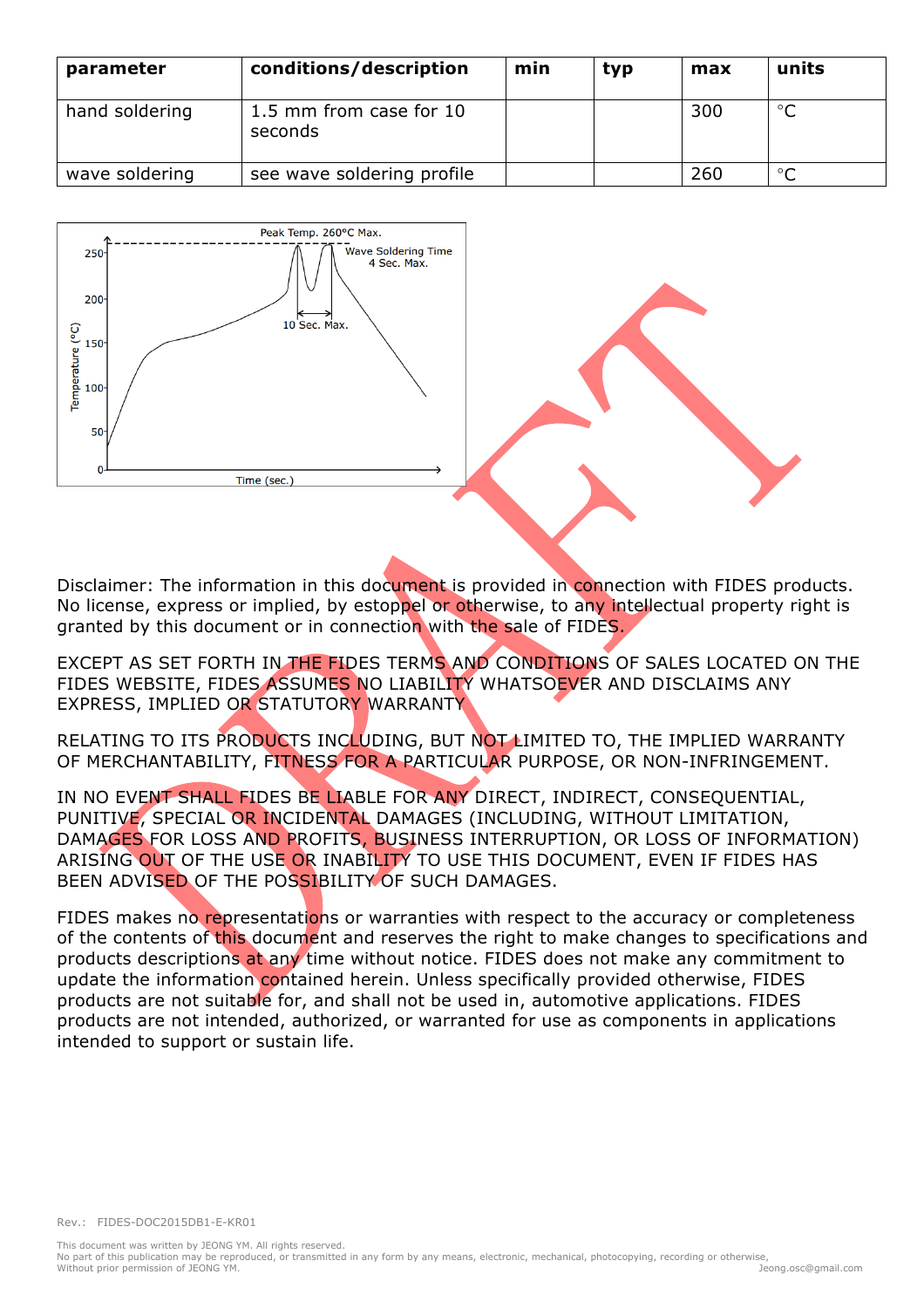| parameter | conditions/description | min | typ | max | units |
|---|---|---|---|---|---|
| hand soldering | 1.5 mm from case for 10 seconds | | | 300 | °C |
| wave soldering | see wave soldering profile | | | 260 | °C |

Disclaimer: The information in this document is provided in connection with FIDES products. No license, express or implied, by estoppel or otherwise, to any intellectual property right is granted by this document or in connection with the sale of FIDES.

EXCEPT AS SET FORTH IN THE FIDES TERMS AND CONDITIONS OF SALES LOCATED ON THE FIDES WEBSITE, FIDES ASSUMES NO LIABILITY WHATSOEVER AND DISCLAIMS ANY EXPRESS, IMPLIED OR STATUTORY WARRANTY

RELATING TO ITS PRODUCTS INCLUDING, BUT NOT LIMITED TO, THE IMPLIED WARRANTY OF MERCHANTABILITY, FITNESS FOR A PARTICULAR PURPOSE, OR NON-INFRINGEMENT.

IN NO EVENT SHALL FIDES BE LIABLE FOR ANY DIRECT, INDIRECT, CONSEQUENTIAL, PUNITIVE, SPECIAL OR INCIDENTAL DAMAGES (INCLUDING, WITHOUT LIMITATION, DAMAGES FOR LOSS AND PROFITS, BUSINESS INTERRUPTION, OR LOSS OF INFORMATION) ARISING OUT OF THE USE OR INABILITY TO USE THIS DOCUMENT, EVEN IF FIDES HAS BEEN ADVISED OF THE POSSIBILITY OF SUCH DAMAGES.

FIDES makes no representations or warranties with respect to the accuracy or completeness of the contents of this document and reserves the right to make changes to specifications and products descriptions at any time without notice. FIDES does not make any commitment to update the information contained herein. Unless specifically provided otherwise, FIDES products are not suitable for, and shall not be used in, automotive applications. FIDES products are not intended, authorized, or warranted for use as components in applications intended to support or sustain life.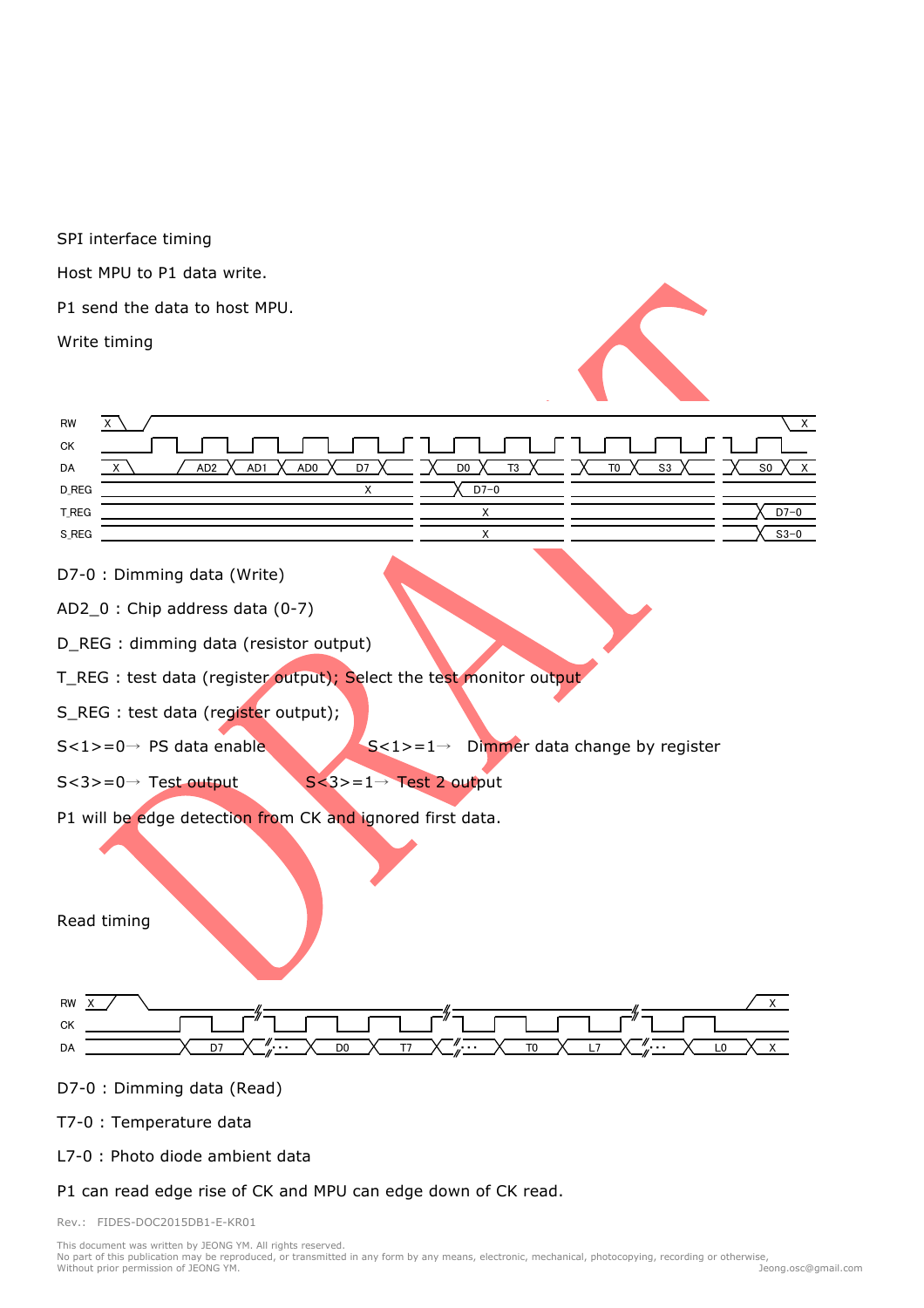SPI interface timing

Host MPU to P1 data write.

P1 send the data to host MPU.

Write timing

D7-0 : Dimming data (Write)

AD2_0 : Chip address data (0-7)

D_REG : dimming data (resistor output)

T_REG : test data (register output); Select the test monitor output

S_REG : test data (register output);

S<1>=0→ PS data enable　　　　　S<1>=1→　Dimmer data change by register

S<3>=0→ Test output　　　　　S<3>=1→ Test 2 output

P1 will be edge detection from CK and ignored first data.

Read timing

D7-0 : Dimming data (Read)

T7-0 : Temperature data

L7-0 : Photo diode ambient data

P1 can read edge rise of CK and MPU can edge down of CK read.

Rev.: FIDES-DOC2015DB1-E-KR01

This document was written by JEONG YM. All rights reserved.
No part of this publication may be reproduced, or transmitted in any form by any means, electronic, mechanical, photocopying, recording or otherwise,
Without prior permission of JEONG YM. Jeong.osc@gmail.com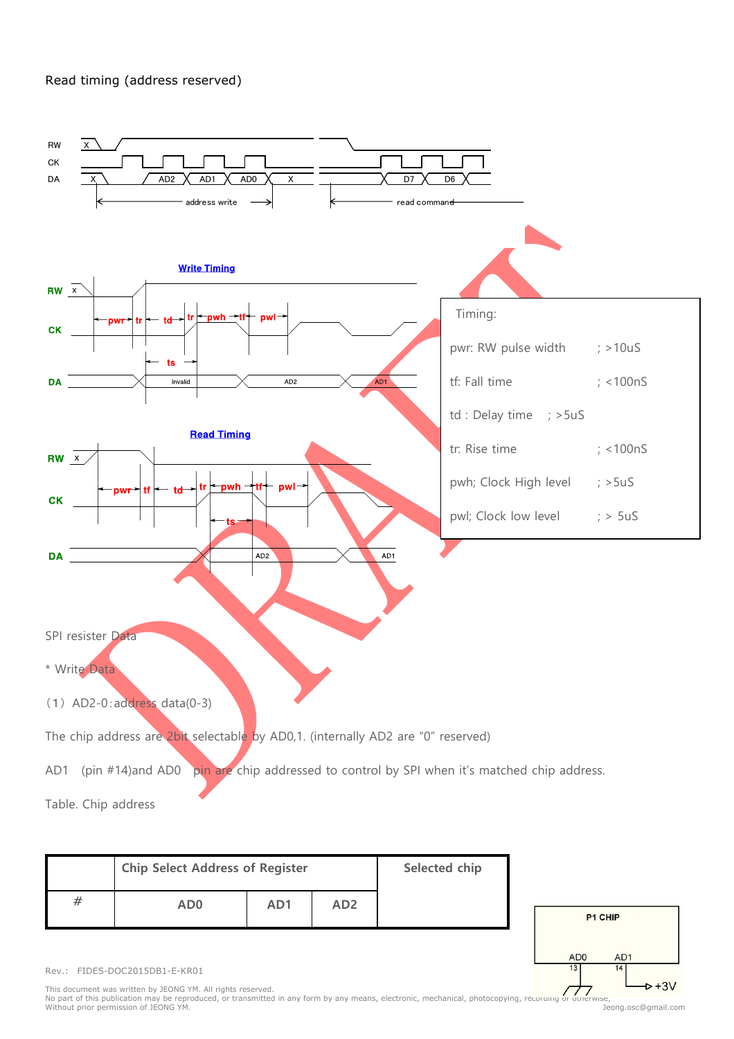Read timing (address reserved)

Timing:

pwr: RW pulse width ; >10uS

tf: Fall time ; <100nS

td : Delay time ; >5uS

tr: Rise time ; <100nS

pwh; Clock High level ; >5uS

pwl; Clock low level ; > 5uS

SPI resister Data

* Write Data

（1）AD2-0:address data(0-3)

The chip address are 2bit selectable by AD0,1. (internally AD2 are “0” reserved)

AD1 (pin #14)and AD0 pin are chip addressed to control by SPI when it’s matched chip address.

Table. Chip address

| # | Chip Select Address of Register | | | Selected chip |
|---|---|---|---|---|
| | AD0 | AD1 | AD2 | |

Rev.: FIDES-DOC2015DB1-E-KR01

This document was written by JEONG YM. All rights reserved.
No part of this publication may be reproduced, or transmitted in any form by any means, electronic, mechanical, photocopying, recording or otherwise,
Without prior permission of JEONG YM.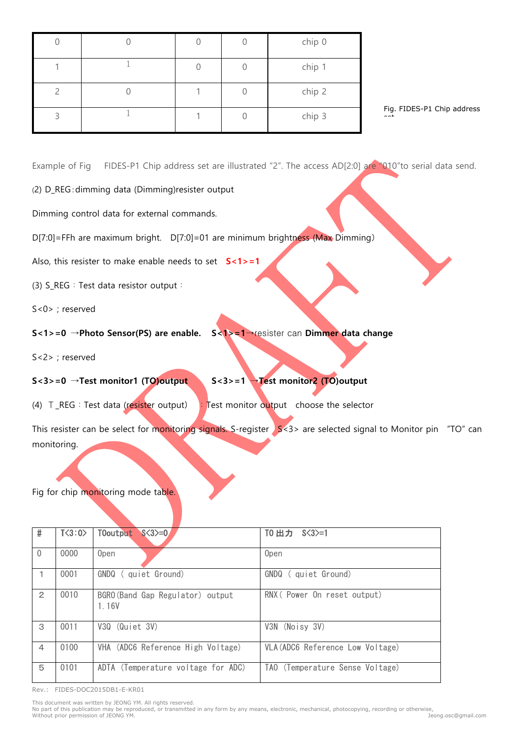| 0 | 0 | 0 | 0 | chip 0 |
|---|---|---|---|---|
| 1 | 1 | 0 | 0 | chip 1 |
| 2 | 0 | 1 | 0 | chip 2 |
| 3 | 1 | 1 | 0 | chip 3 |

Fig. FIDES-P1 Chip address set

Example of Fig FIDES-P1 Chip address set are illustrated "2". The access AD[2:0] are "010"to serial data send.

(2) D_REG:dimming data (Dimming)resister output

Dimming control data for external commands.

D[7:0]=FFh are maximum bright. D[7:0]=01 are minimum brightness (Max Dimming)

Also, this resister to make enable needs to set **S<1>=1**

(3) S_REG : Test data resistor output :

S<0> ; reserved

**S<1>=0 →Photo Sensor(PS) are enable.** **S<1>=1**→resister can **Dimmer data change**

S<2> ; reserved

**S<3>=0 →Test monitor1 (TO)output** **S<3>=1 →Test monitor2 (TO)output**

(4) T_REG : Test data (resister output) : Test monitor output choose the selector

This resister can be select for monitoring signals. S-register S<3> are selected signal to Monitor pin "TO" can monitoring.

Fig for chip monitoring mode table.

| # | T<3:0> | TOoutput S<3>=0 | TO 出力 S<3>=1 |
|---|---|---|---|
| 0 | 0000 | Open | Open |
| 1 | 0001 | GNDQ ( quiet Ground) | GNDQ ( quiet Ground) |
| 2 | 0010 | BGRO(Band Gap Regulator) output 1.16V | RNX( Power On reset output) |
| 3 | 0011 | V3Q (Quiet 3V) | V3N (Noisy 3V) |
| 4 | 0100 | VHA (ADC6 Reference High Voltage) | VLA(ADC6 Reference Low Voltage) |
| 5 | 0101 | ADTA (Temperature voltage for ADC) | TAO (Temperature Sense Voltage) |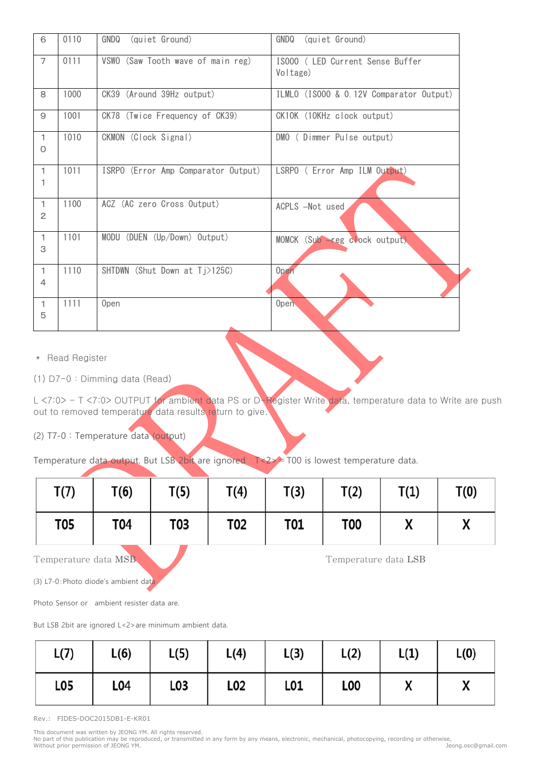| 6 | 0110 | GNDQ (quiet Ground) | GNDQ (quiet Ground) |
|---|---|---|---|
| 7 | 0111 | VSWO (Saw Tooth wave of main reg) | IS000 ( LED Current Sense Buffer Voltage) |
| 8 | 1000 | CK39 (Around 39Hz output) | ILMLO (IS000 & 0.12V Comparator Output) |
| 9 | 1001 | CK78 (Twice Frequency of CK39) | CK10K (10KHz clock output) |
| 10 | 1010 | CKMON (Clock Signal) | DMO ( Dimmer Pulse output) |
| 11 | 1011 | ISRPO (Error Amp Comparator Output) | LSRPO ( Error Amp ILM Output) |
| 12 | 1100 | ACZ (AC zero Cross Output) | ACPLS –Not used |
| 13 | 1101 | MODU (DUEN (Up/Down) Output) | MOMCK (Sub -reg clock output) |
| 14 | 1110 | SHTDWN (Shut Down at Tj>125C) | Open |
| 15 | 1111 | Open | Open |

* Read Register

(1) D7-0 : Dimming data (Read)

L <7:0> – T <7:0> OUTPUT for ambient data PS or D-Register Write data, temperature data to Write are push out to removed temperature data results return to give.

(2) T7-0 : Temperature data (output)

Temperature data output. But LSB 2bit are ignored T<2> = T00 is lowest temperature data.

| T(7) | T(6) | T(5) | T(4) | T(3) | T(2) | T(1) | T(0) |
|---|---|---|---|---|---|---|---|
| T05 | T04 | T03 | T02 | T01 | T00 | X | X |

Temperature data MSB Temperature data LSB

(3) L7-0:Photo diode's ambient data

Photo Sensor or ambient resister data are.

But LSB 2bit are ignored L<2>are minimum ambient data.

| L(7) | L(6) | L(5) | L(4) | L(3) | L(2) | L(1) | L(0) |
|---|---|---|---|---|---|---|---|
| L05 | L04 | L03 | L02 | L01 | L00 | X | X |

Rev.: FIDES-DOC2015DB1-E-KR01

This document was written by JEONG YM. All rights reserved.
No part of this publication may be reproduced, or transmitted in any form by any means, electronic, mechanical, photocopying, recording or otherwise,
Without prior permission of JEONG YM. Jeong.osc@gmail.com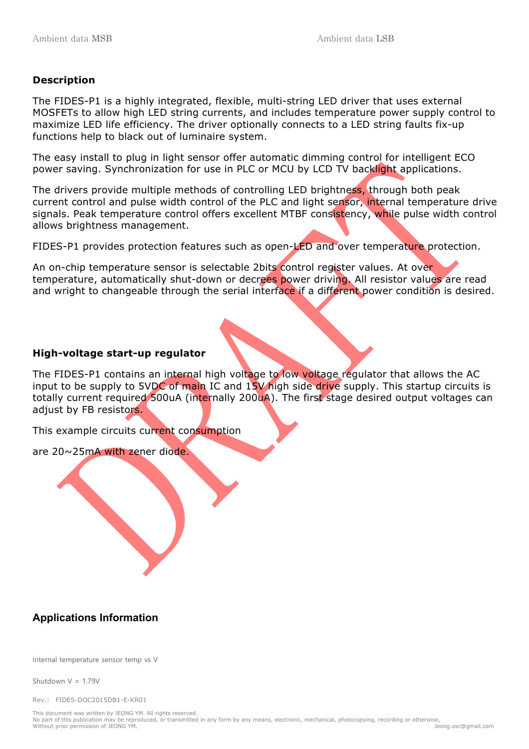Ambient data MSB                                                                 Ambient data LSB

## Description

The FIDES-P1 is a highly integrated, flexible, multi-string LED driver that uses external MOSFETs to allow high LED string currents, and includes temperature power supply control to maximize LED life efficiency. The driver optionally connects to a LED string faults fix-up functions help to black out of luminaire system.

The easy install to plug in light sensor offer automatic dimming control for intelligent ECO power saving. Synchronization for use in PLC or MCU by LCD TV backlight applications.

The drivers provide multiple methods of controlling LED brightness, through both peak current control and pulse width control of the PLC and light sensor, internal temperature drive signals. Peak temperature control offers excellent MTBF consistency, while pulse width control allows brightness management.

FIDES-P1 provides protection features such as open-LED and over temperature protection.

An on-chip temperature sensor is selectable 2bits control register values. At over temperature, automatically shut-down or decrees power driving. All resistor values are read and wright to changeable through the serial interface if a different power condition is desired.

## High-voltage start-up regulator

The FIDES-P1 contains an internal high voltage to low voltage regulator that allows the AC input to be supply to 5VDC of main IC and 15V high side drive supply. This startup circuits is totally current required 500uA (internally 200uA). The first stage desired output voltages can adjust by FB resistors.

This example circuits current consumption

are 20~25mA with zener diode.

## Applications Information

Internal temperature sensor temp vs V

Shutdown V = 1.79V

Rev.: FIDES-DOC2015DB1-E-KR01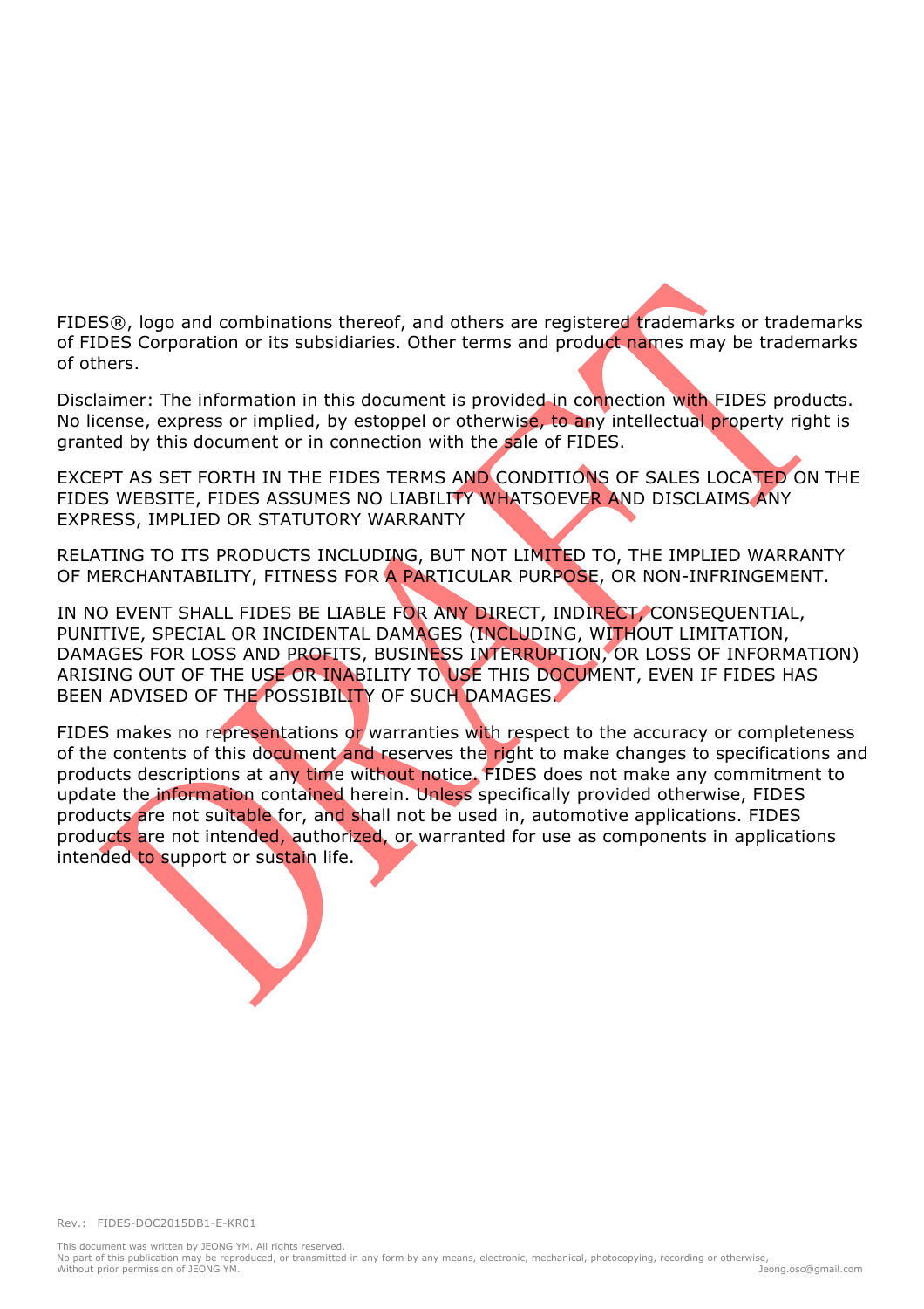FIDES®, logo and combinations thereof, and others are registered trademarks or trademarks of FIDES Corporation or its subsidiaries. Other terms and product names may be trademarks of others.

Disclaimer: The information in this document is provided in connection with FIDES products. No license, express or implied, by estoppel or otherwise, to any intellectual property right is granted by this document or in connection with the sale of FIDES.

EXCEPT AS SET FORTH IN THE FIDES TERMS AND CONDITIONS OF SALES LOCATED ON THE FIDES WEBSITE, FIDES ASSUMES NO LIABILITY WHATSOEVER AND DISCLAIMS ANY EXPRESS, IMPLIED OR STATUTORY WARRANTY

RELATING TO ITS PRODUCTS INCLUDING, BUT NOT LIMITED TO, THE IMPLIED WARRANTY OF MERCHANTABILITY, FITNESS FOR A PARTICULAR PURPOSE, OR NON-INFRINGEMENT.

IN NO EVENT SHALL FIDES BE LIABLE FOR ANY DIRECT, INDIRECT, CONSEQUENTIAL, PUNITIVE, SPECIAL OR INCIDENTAL DAMAGES (INCLUDING, WITHOUT LIMITATION, DAMAGES FOR LOSS AND PROFITS, BUSINESS INTERRUPTION, OR LOSS OF INFORMATION) ARISING OUT OF THE USE OR INABILITY TO USE THIS DOCUMENT, EVEN IF FIDES HAS BEEN ADVISED OF THE POSSIBILITY OF SUCH DAMAGES.

FIDES makes no representations or warranties with respect to the accuracy or completeness of the contents of this document and reserves the right to make changes to specifications and products descriptions at any time without notice. FIDES does not make any commitment to update the information contained herein. Unless specifically provided otherwise, FIDES products are not suitable for, and shall not be used in, automotive applications. FIDES products are not intended, authorized, or warranted for use as components in applications intended to support or sustain life.

Rev.: FIDES-DOC2015DB1-E-KR01

This document was written by JEONG YM. All rights reserved.
No part of this publication may be reproduced, or transmitted in any form by any means, electronic, mechanical, photocopying, recording or otherwise,
Without prior permission of JEONG YM. Jeong.osc@gmail.com